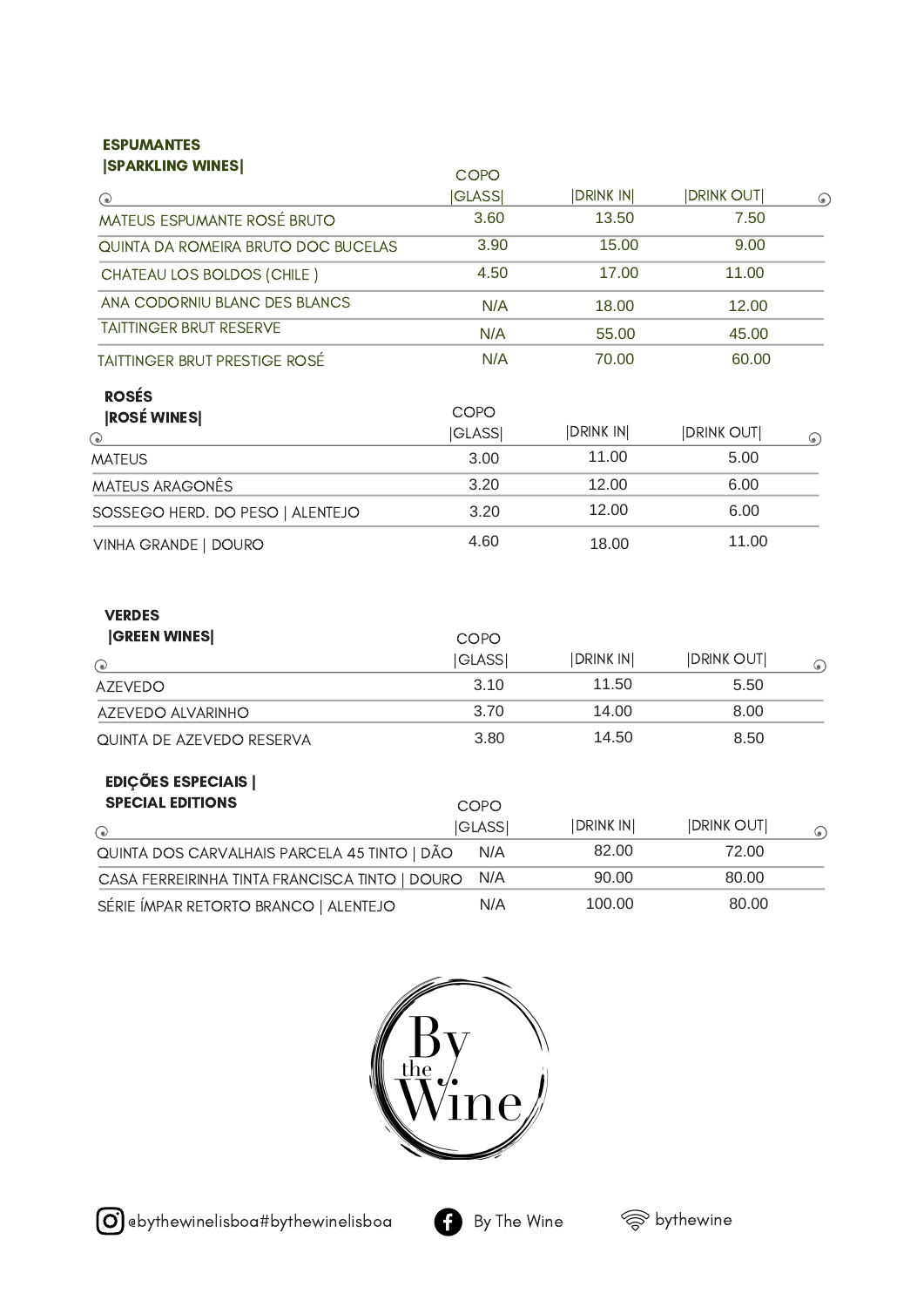## ESPUMANTES |SPARKLING WINES|

| | COPO \|GLASS\| | \|DRINK IN\| | \|DRINK OUT\| |
|---|---|---|---|
| MATEUS ESPUMANTE ROSÉ BRUTO | 3.60 | 13.50 | 7.50 |
| QUINTA DA ROMEIRA BRUTO DOC BUCELAS | 3.90 | 15.00 | 9.00 |
| CHATEAU LOS BOLDOS (CHILE ) | 4.50 | 17.00 | 11.00 |
| ANA CODORNIU BLANC DES BLANCS | N/A | 18.00 | 12.00 |
| TAITTINGER BRUT RESERVE | N/A | 55.00 | 45.00 |
| TAITTINGER BRUT PRESTIGE ROSÉ | N/A | 70.00 | 60.00 |

## ROSÉS |ROSÉ WINES|

| | COPO \|GLASS\| | \|DRINK IN\| | \|DRINK OUT\| |
|---|---|---|---|
| MATEUS | 3.00 | 11.00 | 5.00 |
| MATEUS ARAGONÊS | 3.20 | 12.00 | 6.00 |
| SOSSEGO HERD. DO PESO \| ALENTEJO | 3.20 | 12.00 | 6.00 |
| VINHA GRANDE \| DOURO | 4.60 | 18.00 | 11.00 |

## VERDES |GREEN WINES|

| | COPO \|GLASS\| | \|DRINK IN\| | \|DRINK OUT\| |
|---|---|---|---|
| AZEVEDO | 3.10 | 11.50 | 5.50 |
| AZEVEDO ALVARINHO | 3.70 | 14.00 | 8.00 |
| QUINTA DE AZEVEDO RESERVA | 3.80 | 14.50 | 8.50 |

## EDIÇÕES ESPECIAIS | SPECIAL EDITIONS

| | COPO \|GLASS\| | \|DRINK IN\| | \|DRINK OUT\| |
|---|---|---|---|
| QUINTA DOS CARVALHAIS PARCELA 45 TINTO \| DÃO | N/A | 82.00 | 72.00 |
| CASA FERREIRINHA TINTA FRANCISCA TINTO \| DOURO | N/A | 90.00 | 80.00 |
| SÉRIE ÍMPAR RETORTO BRANCO \| ALENTEJO | N/A | 100.00 | 80.00 |

By the Wine

@bythewinelisboa#bythewinelisboa By The Wine bythewine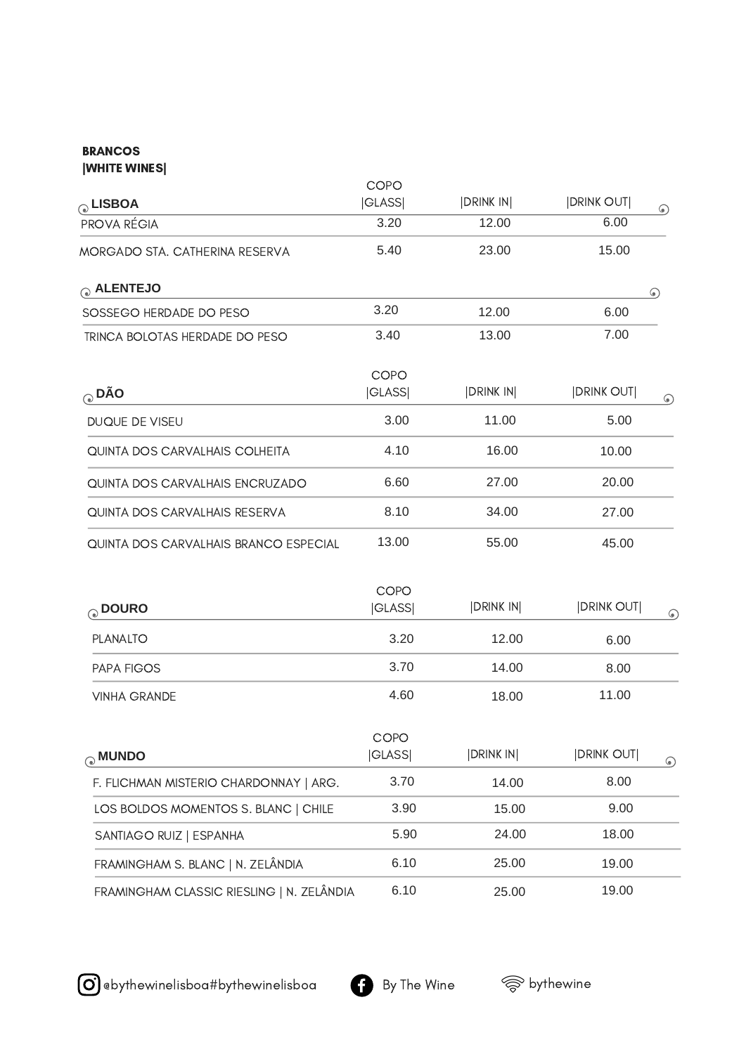**BRANCOS**
**|WHITE WINES|**

| **LISBOA** | COPO \|GLASS\| | \|DRINK IN\| | \|DRINK OUT\| |
|---|---|---|---|
| PROVA RÉGIA | 3.20 | 12.00 | 6.00 |
| MORGADO STA. CATHERINA RESERVA | 5.40 | 23.00 | 15.00 |

| **ALENTEJO** | | | |
|---|---|---|---|
| SOSSEGO HERDADE DO PESO | 3.20 | 12.00 | 6.00 |
| TRINCA BOLOTAS HERDADE DO PESO | 3.40 | 13.00 | 7.00 |

| **DÃO** | COPO \|GLASS\| | \|DRINK IN\| | \|DRINK OUT\| |
|---|---|---|---|
| DUQUE DE VISEU | 3.00 | 11.00 | 5.00 |
| QUINTA DOS CARVALHAIS COLHEITA | 4.10 | 16.00 | 10.00 |
| QUINTA DOS CARVALHAIS ENCRUZADO | 6.60 | 27.00 | 20.00 |
| QUINTA DOS CARVALHAIS RESERVA | 8.10 | 34.00 | 27.00 |
| QUINTA DOS CARVALHAIS BRANCO ESPECIAL | 13.00 | 55.00 | 45.00 |

| **DOURO** | COPO \|GLASS\| | \|DRINK IN\| | \|DRINK OUT\| |
|---|---|---|---|
| PLANALTO | 3.20 | 12.00 | 6.00 |
| PAPA FIGOS | 3.70 | 14.00 | 8.00 |
| VINHA GRANDE | 4.60 | 18.00 | 11.00 |

| **MUNDO** | COPO \|GLASS\| | \|DRINK IN\| | \|DRINK OUT\| |
|---|---|---|---|
| F. FLICHMAN MISTERIO CHARDONNAY \| ARG. | 3.70 | 14.00 | 8.00 |
| LOS BOLDOS MOMENTOS S. BLANC \| CHILE | 3.90 | 15.00 | 9.00 |
| SANTIAGO RUIZ \| ESPANHA | 5.90 | 24.00 | 18.00 |
| FRAMINGHAM S. BLANC \| N. ZELÂNDIA | 6.10 | 25.00 | 19.00 |
| FRAMINGHAM CLASSIC RIESLING \| N. ZELÂNDIA | 6.10 | 25.00 | 19.00 |

@bythewinelisboa#bythewinelisboa    By The Wine    bythewine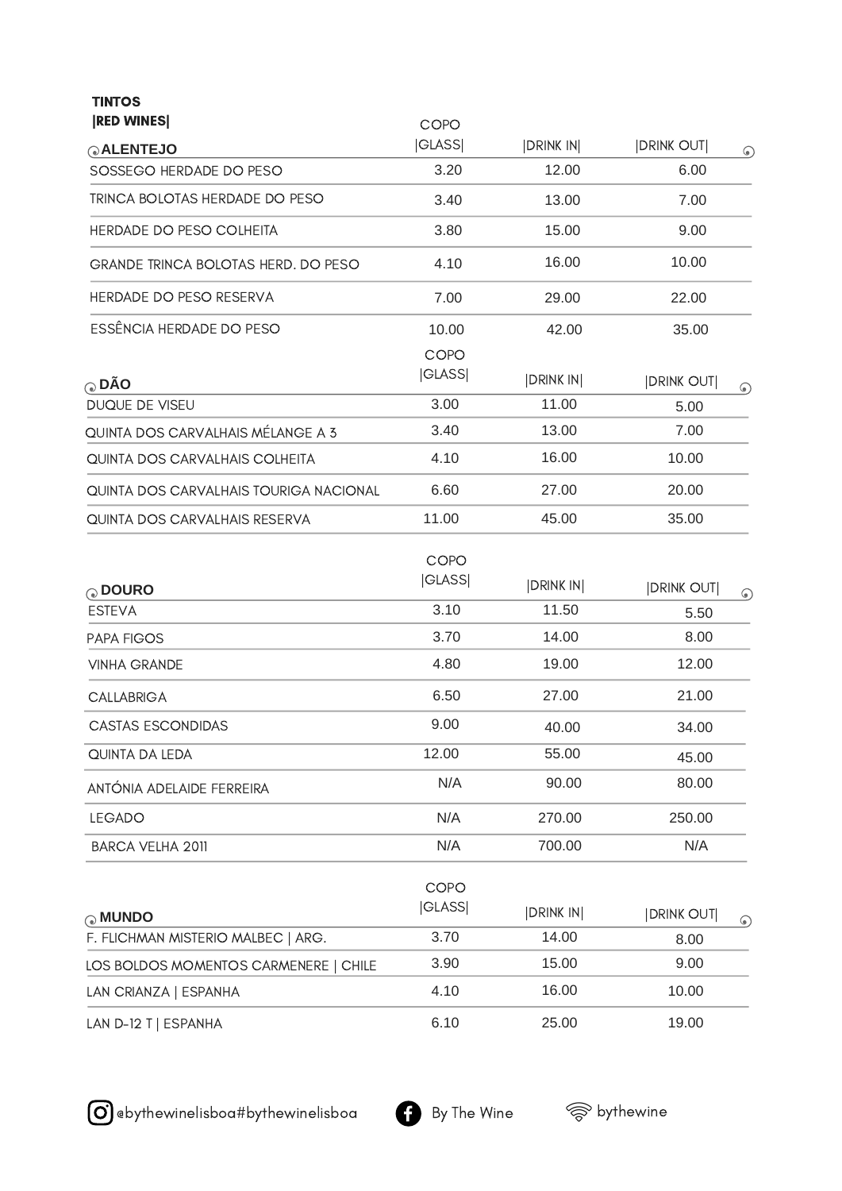## TINTOS
### |RED WINES|

| ALENTEJO | COPO \|GLASS\| | \|DRINK IN\| | \|DRINK OUT\| |
|---|---|---|---|
| SOSSEGO HERDADE DO PESO | 3.20 | 12.00 | 6.00 |
| TRINCA BOLOTAS HERDADE DO PESO | 3.40 | 13.00 | 7.00 |
| HERDADE DO PESO COLHEITA | 3.80 | 15.00 | 9.00 |
| GRANDE TRINCA BOLOTAS HERD. DO PESO | 4.10 | 16.00 | 10.00 |
| HERDADE DO PESO RESERVA | 7.00 | 29.00 | 22.00 |
| ESSÊNCIA HERDADE DO PESO | 10.00 | 42.00 | 35.00 |

| DÃO | COPO \|GLASS\| | \|DRINK IN\| | \|DRINK OUT\| |
|---|---|---|---|
| DUQUE DE VISEU | 3.00 | 11.00 | 5.00 |
| QUINTA DOS CARVALHAIS MÉLANGE A 3 | 3.40 | 13.00 | 7.00 |
| QUINTA DOS CARVALHAIS COLHEITA | 4.10 | 16.00 | 10.00 |
| QUINTA DOS CARVALHAIS TOURIGA NACIONAL | 6.60 | 27.00 | 20.00 |
| QUINTA DOS CARVALHAIS RESERVA | 11.00 | 45.00 | 35.00 |

| DOURO | COPO \|GLASS\| | \|DRINK IN\| | \|DRINK OUT\| |
|---|---|---|---|
| ESTEVA | 3.10 | 11.50 | 5.50 |
| PAPA FIGOS | 3.70 | 14.00 | 8.00 |
| VINHA GRANDE | 4.80 | 19.00 | 12.00 |
| CALLABRIGA | 6.50 | 27.00 | 21.00 |
| CASTAS ESCONDIDAS | 9.00 | 40.00 | 34.00 |
| QUINTA DA LEDA | 12.00 | 55.00 | 45.00 |
| ANTÓNIA ADELAIDE FERREIRA | N/A | 90.00 | 80.00 |
| LEGADO | N/A | 270.00 | 250.00 |
| BARCA VELHA 2011 | N/A | 700.00 | N/A |

| MUNDO | COPO \|GLASS\| | \|DRINK IN\| | \|DRINK OUT\| |
|---|---|---|---|
| F. FLICHMAN MISTERIO MALBEC \| ARG. | 3.70 | 14.00 | 8.00 |
| LOS BOLDOS MOMENTOS CARMENERE \| CHILE | 3.90 | 15.00 | 9.00 |
| LAN CRIANZA \| ESPANHA | 4.10 | 16.00 | 10.00 |
| LAN D-12 T \| ESPANHA | 6.10 | 25.00 | 19.00 |

@bythewinelisboa#bythewinelisboa    By The Wine    bythewine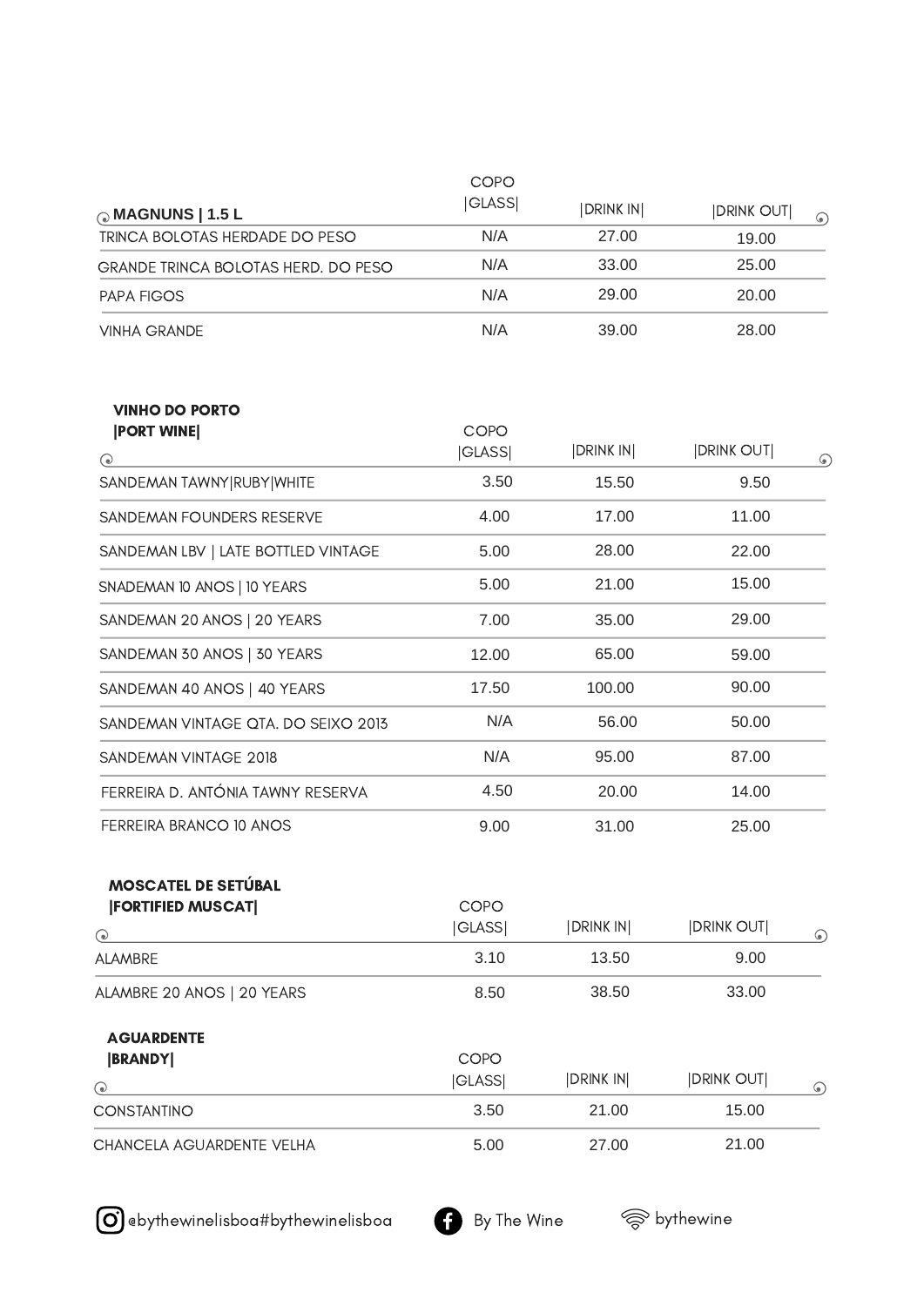## MAGNUNS | 1.5 L

| MAGNUNS &#124; 1.5 L | COPO &#124;GLASS&#124; | &#124;DRINK IN&#124; | &#124;DRINK OUT&#124; |
|---|---|---|---|
| TRINCA BOLOTAS HERDADE DO PESO | N/A | 27.00 | 19.00 |
| GRANDE TRINCA BOLOTAS HERD. DO PESO | N/A | 33.00 | 25.00 |
| PAPA FIGOS | N/A | 29.00 | 20.00 |
| VINHA GRANDE | N/A | 39.00 | 28.00 |

## VINHO DO PORTO |PORT WINE|

| | COPO &#124;GLASS&#124; | &#124;DRINK IN&#124; | &#124;DRINK OUT&#124; |
|---|---|---|---|
| SANDEMAN TAWNY&#124;RUBY&#124;WHITE | 3.50 | 15.50 | 9.50 |
| SANDEMAN FOUNDERS RESERVE | 4.00 | 17.00 | 11.00 |
| SANDEMAN LBV &#124; LATE BOTTLED VINTAGE | 5.00 | 28.00 | 22.00 |
| SNADEMAN 10 ANOS &#124; 10 YEARS | 5.00 | 21.00 | 15.00 |
| SANDEMAN 20 ANOS &#124; 20 YEARS | 7.00 | 35.00 | 29.00 |
| SANDEMAN 30 ANOS &#124; 30 YEARS | 12.00 | 65.00 | 59.00 |
| SANDEMAN 40 ANOS &#124; 40 YEARS | 17.50 | 100.00 | 90.00 |
| SANDEMAN VINTAGE QTA. DO SEIXO 2013 | N/A | 56.00 | 50.00 |
| SANDEMAN VINTAGE 2018 | N/A | 95.00 | 87.00 |
| FERREIRA D. ANTÓNIA TAWNY RESERVA | 4.50 | 20.00 | 14.00 |
| FERREIRA BRANCO 10 ANOS | 9.00 | 31.00 | 25.00 |

## MOSCATEL DE SETÚBAL |FORTIFIED MUSCAT|

| | COPO &#124;GLASS&#124; | &#124;DRINK IN&#124; | &#124;DRINK OUT&#124; |
|---|---|---|---|
| ALAMBRE | 3.10 | 13.50 | 9.00 |
| ALAMBRE 20 ANOS &#124; 20 YEARS | 8.50 | 38.50 | 33.00 |

## AGUARDENTE |BRANDY|

| | COPO &#124;GLASS&#124; | &#124;DRINK IN&#124; | &#124;DRINK OUT&#124; |
|---|---|---|---|
| CONSTANTINO | 3.50 | 21.00 | 15.00 |
| CHANCELA AGUARDENTE VELHA | 5.00 | 27.00 | 21.00 |

@bythewinelisboa#bythewinelisboa   By The Wine   bythewine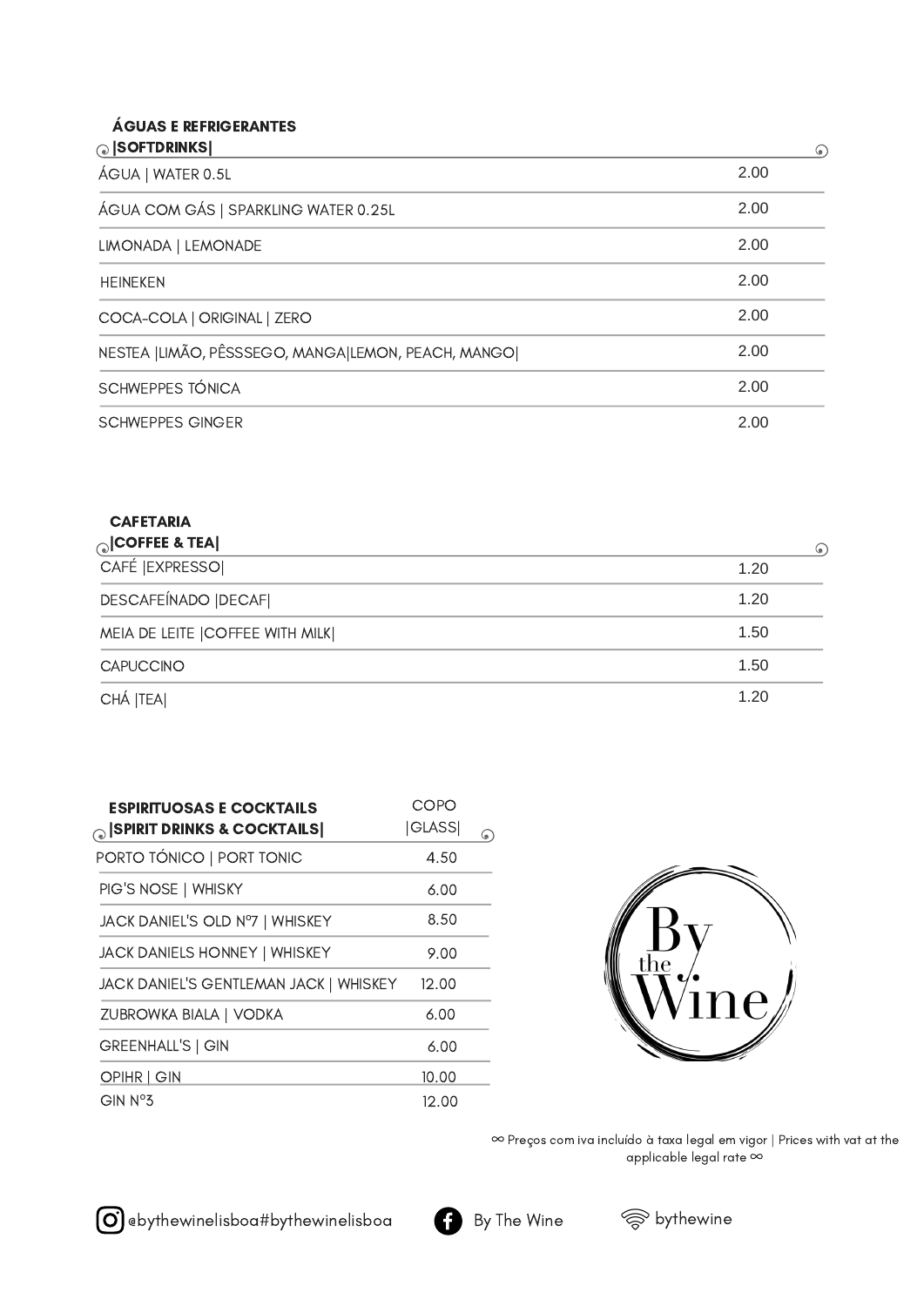## ÁGUAS E REFRIGERANTES |SOFTDRINKS|

| | |
|---|---|
| ÁGUA \| WATER 0.5L | 2.00 |
| ÁGUA COM GÁS \| SPARKLING WATER 0.25L | 2.00 |
| LIMONADA \| LEMONADE | 2.00 |
| HEINEKEN | 2.00 |
| COCA-COLA \| ORIGINAL \| ZERO | 2.00 |
| NESTEA \|LIMÃO, PÊSSSEGO, MANGA\|LEMON, PEACH, MANGO\| | 2.00 |
| SCHWEPPES TÓNICA | 2.00 |
| SCHWEPPES GINGER | 2.00 |

## CAFETARIA |COFFEE & TEA|

| | |
|---|---|
| CAFÉ \|EXPRESSO\| | 1.20 |
| DESCAFEÍNADO \|DECAF\| | 1.20 |
| MEIA DE LEITE \|COFFEE WITH MILK\| | 1.50 |
| CAPUCCINO | 1.50 |
| CHÁ \|TEA\| | 1.20 |

## ESPIRITUOSAS E COCKTAILS |SPIRIT DRINKS & COCKTAILS|

| | COPO \|GLASS\| |
|---|---|
| PORTO TÓNICO \| PORT TONIC | 4.50 |
| PIG'S NOSE \| WHISKY | 6.00 |
| JACK DANIEL'S OLD Nº7 \| WHISKEY | 8.50 |
| JACK DANIELS HONNEY \| WHISKEY | 9.00 |
| JACK DANIEL'S GENTLEMAN JACK \| WHISKEY | 12.00 |
| ZUBROWKA BIALA \| VODKA | 6.00 |
| GREENHALL'S \| GIN | 6.00 |
| OPIHR \| GIN | 10.00 |
| GIN Nº3 | 12.00 |

By the Wine

∞ Preços com iva incluído à taxa legal em vigor | Prices with vat at the applicable legal rate ∞

@bythewinelisboa#bythewinelisboa By The Wine bythewine